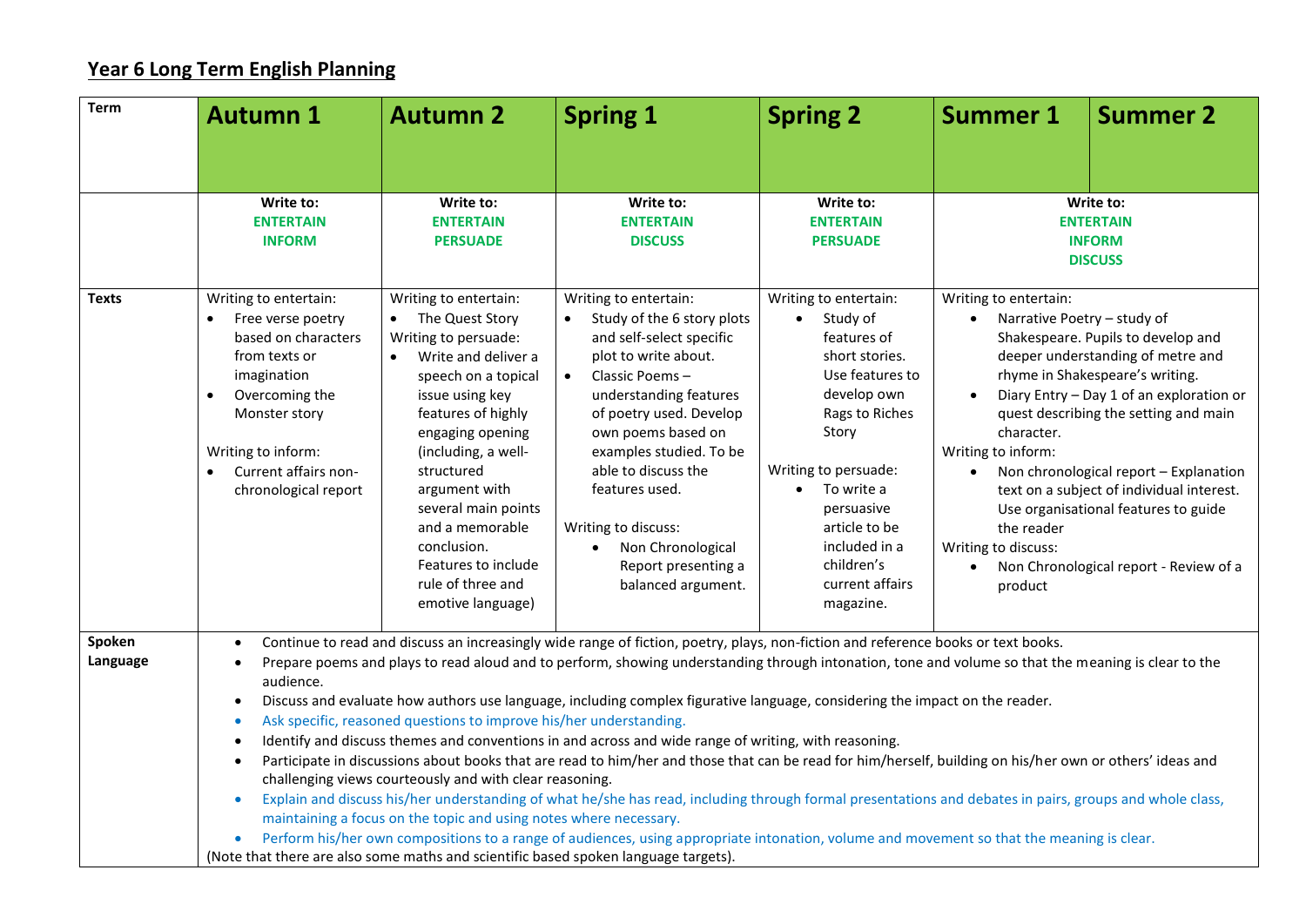## Year 6 Long Term English Planning

| Term | Autumn 1 | Autumn 2 | Spring 1 | Spring 2 | Summer 1 | Summer 2 |
|---|---|---|---|---|---|---|
| | **Write to:**<br>**ENTERTAIN**<br>**INFORM** | **Write to:**<br>**ENTERTAIN**<br>**PERSUADE** | **Write to:**<br>**ENTERTAIN**<br>**DISCUSS** | **Write to:**<br>**ENTERTAIN**<br>**PERSUADE** | **Write to:**<br>**ENTERTAIN**<br>**INFORM**<br>**DISCUSS** | |
| **Texts** | Writing to entertain:<br>• Free verse poetry based on characters from texts or imagination<br>• Overcoming the Monster story<br><br>Writing to inform:<br>• Current affairs non-chronological report | Writing to entertain:<br>• The Quest Story<br>Writing to persuade:<br>• Write and deliver a speech on a topical issue using key features of highly engaging opening (including, a well-structured argument with several main points and a memorable conclusion. Features to include rule of three and emotive language) | Writing to entertain:<br>• Study of the 6 story plots and self-select specific plot to write about.<br>• Classic Poems – understanding features of poetry used. Develop own poems based on examples studied. To be able to discuss the features used.<br><br>Writing to discuss:<br>• Non Chronological Report presenting a balanced argument. | Writing to entertain:<br>• Study of features of short stories. Use features to develop own Rags to Riches Story<br><br>Writing to persuade:<br>• To write a persuasive article to be included in a children's current affairs magazine. | Writing to entertain:<br>• Narrative Poetry – study of Shakespeare. Pupils to develop and deeper understanding of metre and rhyme in Shakespeare's writing.<br>• Diary Entry – Day 1 of an exploration or quest describing the setting and main character.<br>Writing to inform:<br>• Non chronological report – Explanation text on a subject of individual interest. Use organisational features to guide the reader<br>Writing to discuss:<br>• Non Chronological report - Review of a product | |
| **Spoken Language** | • Continue to read and discuss an increasingly wide range of fiction, poetry, plays, non-fiction and reference books or text books.<br>• Prepare poems and plays to read aloud and to perform, showing understanding through intonation, tone and volume so that the meaning is clear to the audience.<br>• Discuss and evaluate how authors use language, including complex figurative language, considering the impact on the reader.<br>• Ask specific, reasoned questions to improve his/her understanding.<br>• Identify and discuss themes and conventions in and across and wide range of writing, with reasoning.<br>• Participate in discussions about books that are read to him/her and those that can be read for him/herself, building on his/her own or others' ideas and challenging views courteously and with clear reasoning.<br>• Explain and discuss his/her understanding of what he/she has read, including through formal presentations and debates in pairs, groups and whole class, maintaining a focus on the topic and using notes where necessary.<br>• Perform his/her own compositions to a range of audiences, using appropriate intonation, volume and movement so that the meaning is clear.<br>(Note that there are also some maths and scientific based spoken language targets). | | | | | |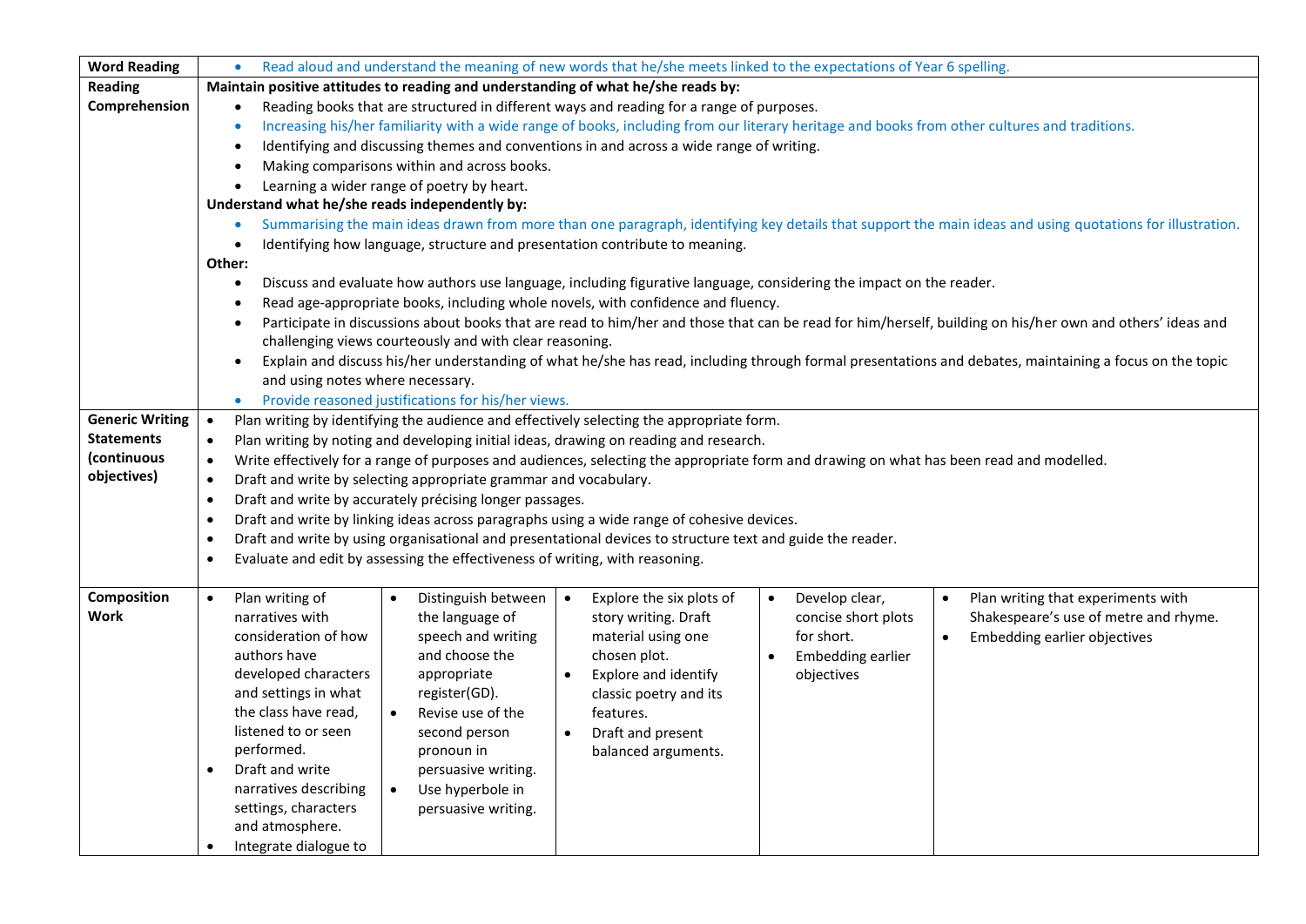| Word Reading | • Read aloud and understand the meaning of new words that he/she meets linked to the expectations of Year 6 spelling. | | | | |
|---|---|---|---|---|---|
| Reading Comprehension | **Maintain positive attitudes to reading and understanding of what he/she reads by:**<br>• Reading books that are structured in different ways and reading for a range of purposes.<br>• Increasing his/her familiarity with a wide range of books, including from our literary heritage and books from other cultures and traditions.<br>• Identifying and discussing themes and conventions in and across a wide range of writing.<br>• Making comparisons within and across books.<br>• Learning a wider range of poetry by heart.<br>**Understand what he/she reads independently by:**<br>• Summarising the main ideas drawn from more than one paragraph, identifying key details that support the main ideas and using quotations for illustration.<br>• Identifying how language, structure and presentation contribute to meaning.<br>**Other:**<br>• Discuss and evaluate how authors use language, including figurative language, considering the impact on the reader.<br>• Read age-appropriate books, including whole novels, with confidence and fluency.<br>• Participate in discussions about books that are read to him/her and those that can be read for him/herself, building on his/her own and others' ideas and challenging views courteously and with clear reasoning.<br>• Explain and discuss his/her understanding of what he/she has read, including through formal presentations and debates, maintaining a focus on the topic and using notes where necessary.<br>• Provide reasoned justifications for his/her views. | | | | |
| Generic Writing Statements (continuous objectives) | • Plan writing by identifying the audience and effectively selecting the appropriate form.<br>• Plan writing by noting and developing initial ideas, drawing on reading and research.<br>• Write effectively for a range of purposes and audiences, selecting the appropriate form and drawing on what has been read and modelled.<br>• Draft and write by selecting appropriate grammar and vocabulary.<br>• Draft and write by accurately précising longer passages.<br>• Draft and write by linking ideas across paragraphs using a wide range of cohesive devices.<br>• Draft and write by using organisational and presentational devices to structure text and guide the reader.<br>• Evaluate and edit by assessing the effectiveness of writing, with reasoning. | | | | |
| Composition Work | • Plan writing of narratives with consideration of how authors have developed characters and settings in what the class have read, listened to or seen performed.<br>• Draft and write narratives describing settings, characters and atmosphere.<br>• Integrate dialogue to | • Distinguish between the language of speech and writing and choose the appropriate register(GD).<br>• Revise use of the second person pronoun in persuasive writing.<br>• Use hyperbole in persuasive writing. | • Explore the six plots of story writing. Draft material using one chosen plot.<br>• Explore and identify classic poetry and its features.<br>• Draft and present balanced arguments. | • Develop clear, concise short plots for short.<br>• Embedding earlier objectives | • Plan writing that experiments with Shakespeare's use of metre and rhyme.<br>• Embedding earlier objectives |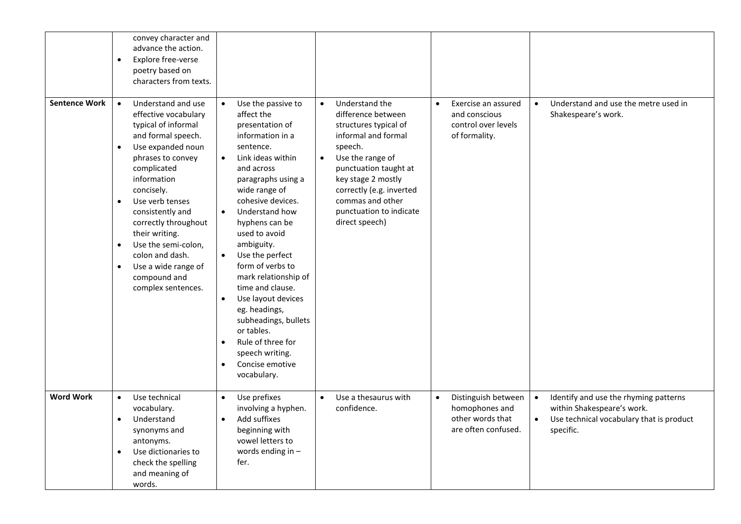| | | | | | |
|---|---|---|---|---|---|
| | convey character and advance the action.<br>• Explore free-verse poetry based on characters from texts. | | | | |
| **Sentence Work** | • Understand and use effective vocabulary typical of informal and formal speech.<br>• Use expanded noun phrases to convey complicated information concisely.<br>• Use verb tenses consistently and correctly throughout their writing.<br>• Use the semi-colon, colon and dash.<br>• Use a wide range of compound and complex sentences. | • Use the passive to affect the presentation of information in a sentence.<br>• Link ideas within and across paragraphs using a wide range of cohesive devices.<br>• Understand how hyphens can be used to avoid ambiguity.<br>• Use the perfect form of verbs to mark relationship of time and clause.<br>• Use layout devices eg. headings, subheadings, bullets or tables.<br>• Rule of three for speech writing.<br>• Concise emotive vocabulary. | • Understand the difference between structures typical of informal and formal speech.<br>• Use the range of punctuation taught at key stage 2 mostly correctly (e.g. inverted commas and other punctuation to indicate direct speech) | • Exercise an assured and conscious control over levels of formality. | • Understand and use the metre used in Shakespeare's work. |
| **Word Work** | • Use technical vocabulary.<br>• Understand synonyms and antonyms.<br>• Use dictionaries to check the spelling and meaning of words. | • Use prefixes involving a hyphen.<br>• Add suffixes beginning with vowel letters to words ending in –fer. | • Use a thesaurus with confidence. | • Distinguish between homophones and other words that are often confused. | • Identify and use the rhyming patterns within Shakespeare's work.<br>• Use technical vocabulary that is product specific. |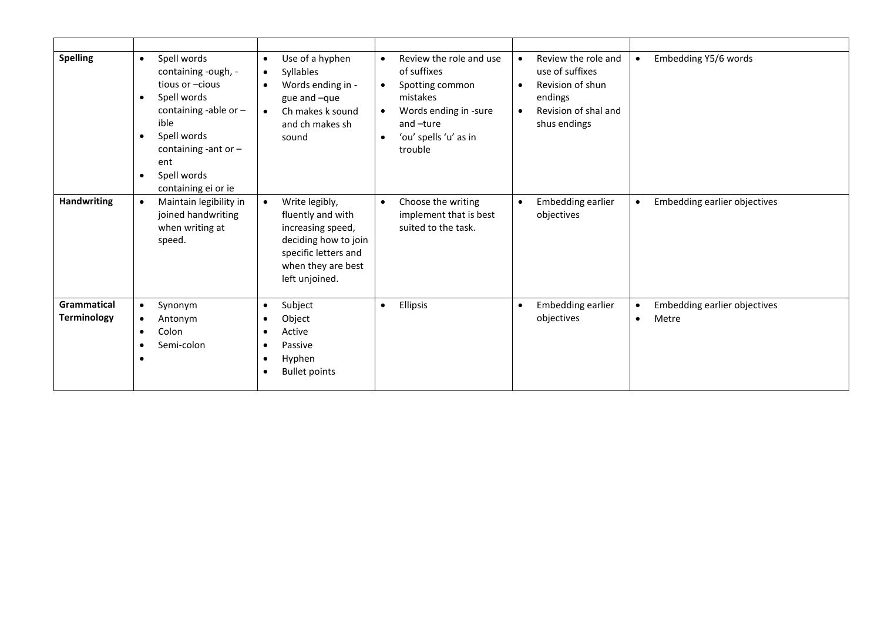| | | | | | |
|---|---|---|---|---|---|
| **Spelling** | • Spell words containing -ough, -tious or –cious<br>• Spell words containing -able or –ible<br>• Spell words containing -ant or –ent<br>• Spell words containing ei or ie | • Use of a hyphen<br>• Syllables<br>• Words ending in -gue and –que<br>• Ch makes k sound and ch makes sh sound | • Review the role and use of suffixes<br>• Spotting common mistakes<br>• Words ending in -sure and –ture<br>• 'ou' spells 'u' as in trouble | • Review the role and use of suffixes<br>• Revision of shun endings<br>• Revision of shal and shus endings | • Embedding Y5/6 words |
| **Handwriting** | • Maintain legibility in joined handwriting when writing at speed. | • Write legibly, fluently and with increasing speed, deciding how to join specific letters and when they are best left unjoined. | • Choose the writing implement that is best suited to the task. | • Embedding earlier objectives | • Embedding earlier objectives |
| **Grammatical Terminology** | • Synonym<br>• Antonym<br>• Colon<br>• Semi-colon<br>• | • Subject<br>• Object<br>• Active<br>• Passive<br>• Hyphen<br>• Bullet points | • Ellipsis | • Embedding earlier objectives | • Embedding earlier objectives<br>• Metre |